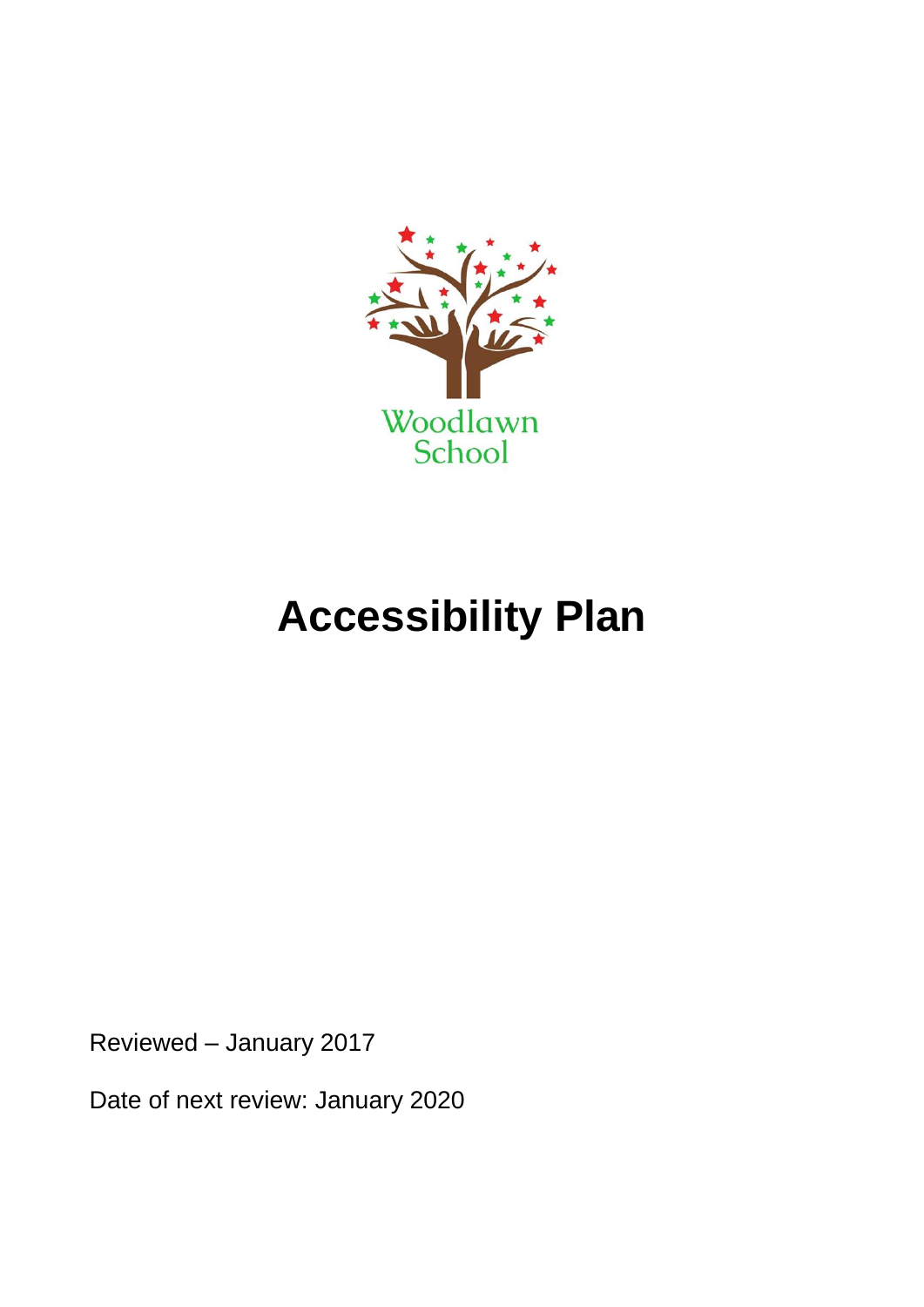Woodlawn School

# Accessibility Plan

Reviewed – January 2017

Date of next review: January 2020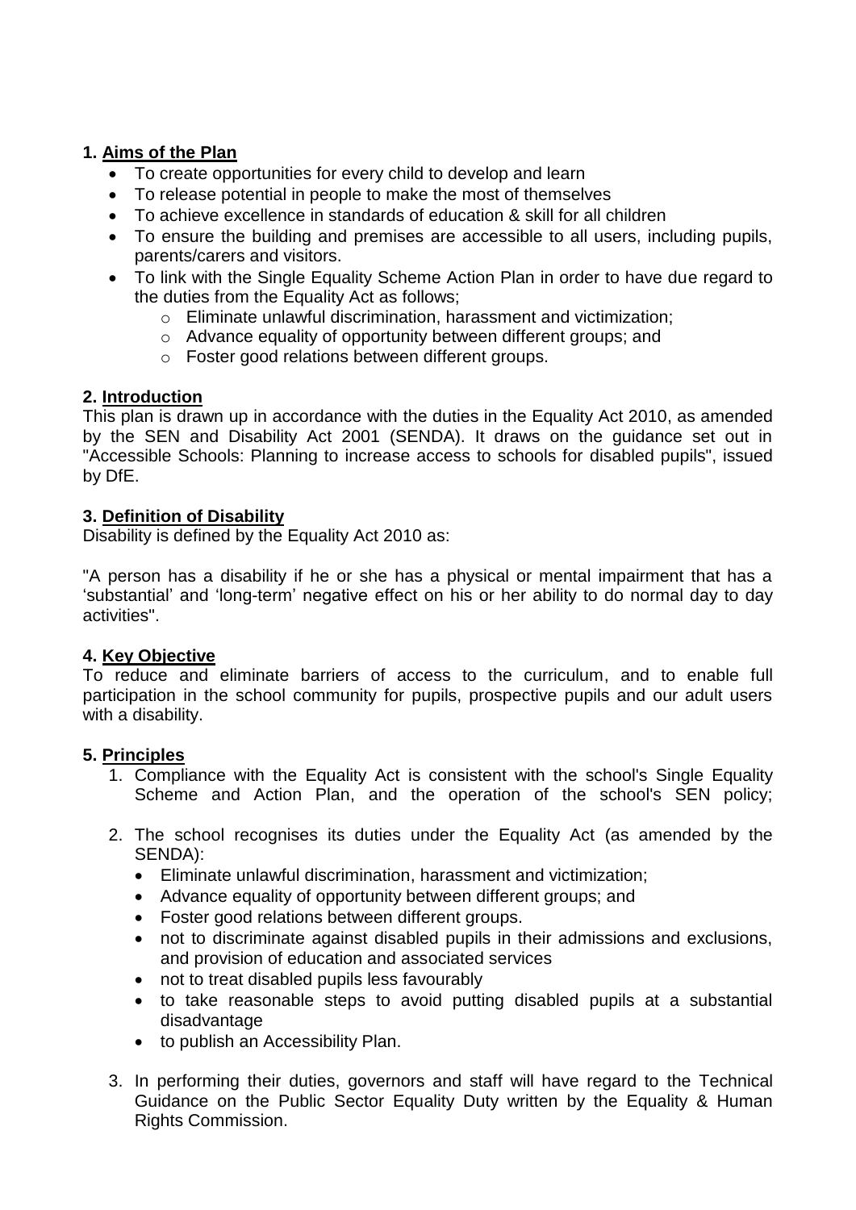## 1. Aims of the Plan

- To create opportunities for every child to develop and learn
- To release potential in people to make the most of themselves
- To achieve excellence in standards of education & skill for all children
- To ensure the building and premises are accessible to all users, including pupils, parents/carers and visitors.
- To link with the Single Equality Scheme Action Plan in order to have due regard to the duties from the Equality Act as follows;
  - Eliminate unlawful discrimination, harassment and victimization;
  - Advance equality of opportunity between different groups; and
  - Foster good relations between different groups.

## 2. Introduction

This plan is drawn up in accordance with the duties in the Equality Act 2010, as amended by the SEN and Disability Act 2001 (SENDA). It draws on the guidance set out in "Accessible Schools: Planning to increase access to schools for disabled pupils", issued by DfE.

## 3. Definition of Disability

Disability is defined by the Equality Act 2010 as:

"A person has a disability if he or she has a physical or mental impairment that has a 'substantial' and 'long-term' negative effect on his or her ability to do normal day to day activities".

## 4. Key Objective

To reduce and eliminate barriers of access to the curriculum, and to enable full participation in the school community for pupils, prospective pupils and our adult users with a disability.

## 5. Principles

1. Compliance with the Equality Act is consistent with the school's Single Equality Scheme and Action Plan, and the operation of the school's SEN policy;

2. The school recognises its duties under the Equality Act (as amended by the SENDA):
   - Eliminate unlawful discrimination, harassment and victimization;
   - Advance equality of opportunity between different groups; and
   - Foster good relations between different groups.
   - not to discriminate against disabled pupils in their admissions and exclusions, and provision of education and associated services
   - not to treat disabled pupils less favourably
   - to take reasonable steps to avoid putting disabled pupils at a substantial disadvantage
   - to publish an Accessibility Plan.

3. In performing their duties, governors and staff will have regard to the Technical Guidance on the Public Sector Equality Duty written by the Equality & Human Rights Commission.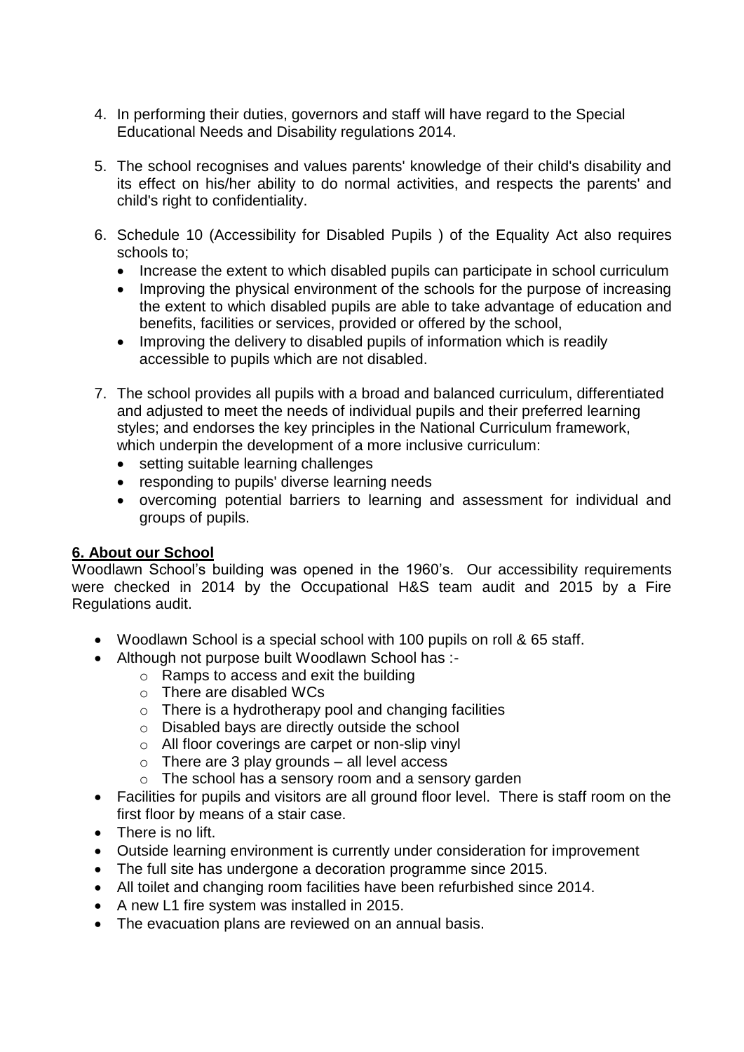4. In performing their duties, governors and staff will have regard to the Special Educational Needs and Disability regulations 2014.

5. The school recognises and values parents' knowledge of their child's disability and its effect on his/her ability to do normal activities, and respects the parents' and child's right to confidentiality.

6. Schedule 10 (Accessibility for Disabled Pupils ) of the Equality Act also requires schools to;
   - Increase the extent to which disabled pupils can participate in school curriculum
   - Improving the physical environment of the schools for the purpose of increasing the extent to which disabled pupils are able to take advantage of education and benefits, facilities or services, provided or offered by the school,
   - Improving the delivery to disabled pupils of information which is readily accessible to pupils which are not disabled.

7. The school provides all pupils with a broad and balanced curriculum, differentiated and adjusted to meet the needs of individual pupils and their preferred learning styles; and endorses the key principles in the National Curriculum framework, which underpin the development of a more inclusive curriculum:
   - setting suitable learning challenges
   - responding to pupils' diverse learning needs
   - overcoming potential barriers to learning and assessment for individual and groups of pupils.

**6. About our School**

Woodlawn School's building was opened in the 1960's. Our accessibility requirements were checked in 2014 by the Occupational H&S team audit and 2015 by a Fire Regulations audit.

- Woodlawn School is a special school with 100 pupils on roll & 65 staff.
- Although not purpose built Woodlawn School has :-
  - Ramps to access and exit the building
  - There are disabled WCs
  - There is a hydrotherapy pool and changing facilities
  - Disabled bays are directly outside the school
  - All floor coverings are carpet or non-slip vinyl
  - There are 3 play grounds – all level access
  - The school has a sensory room and a sensory garden
- Facilities for pupils and visitors are all ground floor level. There is staff room on the first floor by means of a stair case.
- There is no lift.
- Outside learning environment is currently under consideration for improvement
- The full site has undergone a decoration programme since 2015.
- All toilet and changing room facilities have been refurbished since 2014.
- A new L1 fire system was installed in 2015.
- The evacuation plans are reviewed on an annual basis.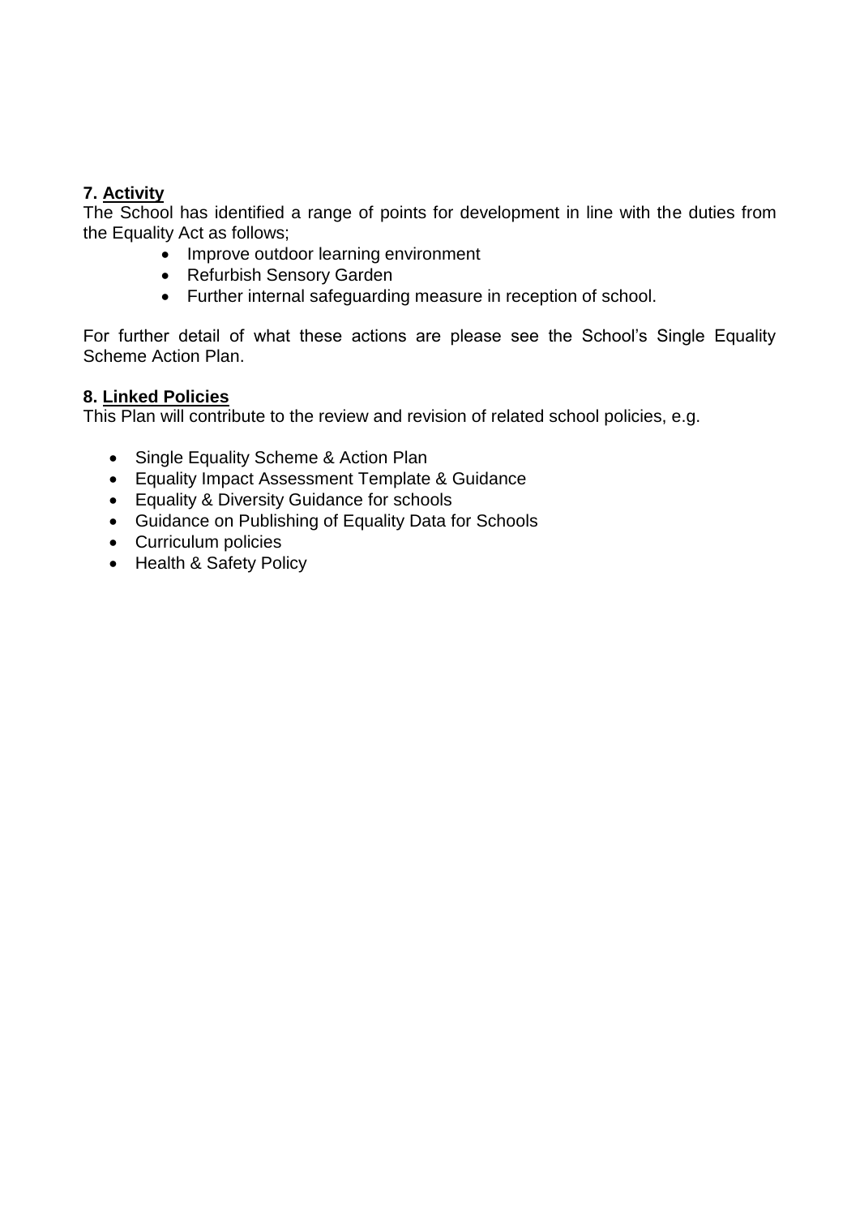**7. Activity**

The School has identified a range of points for development in line with the duties from the Equality Act as follows;

- Improve outdoor learning environment
- Refurbish Sensory Garden
- Further internal safeguarding measure in reception of school.

For further detail of what these actions are please see the School's Single Equality Scheme Action Plan.

**8. Linked Policies**

This Plan will contribute to the review and revision of related school policies, e.g.

- Single Equality Scheme & Action Plan
- Equality Impact Assessment Template & Guidance
- Equality & Diversity Guidance for schools
- Guidance on Publishing of Equality Data for Schools
- Curriculum policies
- Health & Safety Policy